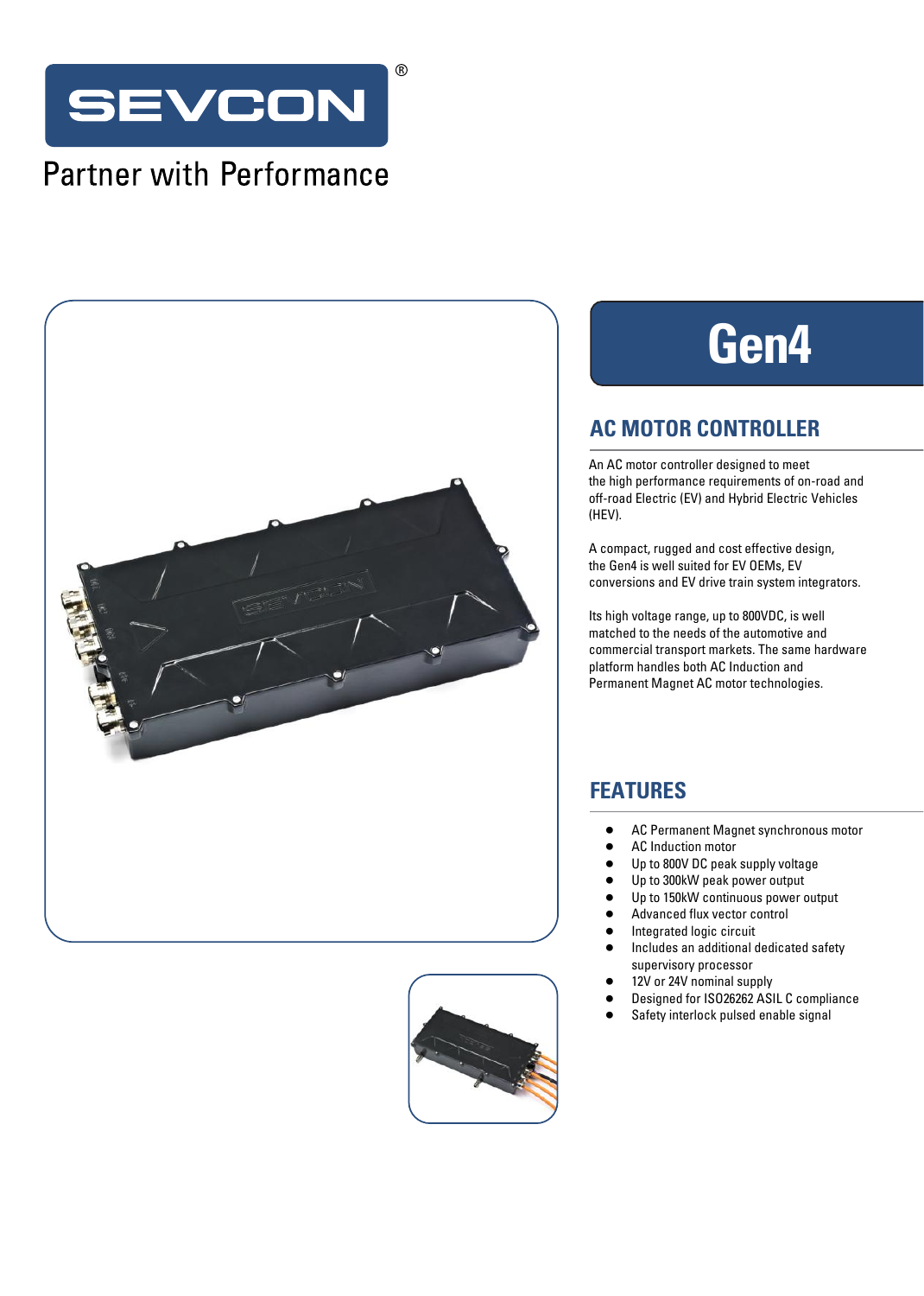SEVCON®

Partner with Performance

# Gen4

## AC MOTOR CONTROLLER

An AC motor controller designed to meet the high performance requirements of on-road and off-road Electric (EV) and Hybrid Electric Vehicles (HEV).

A compact, rugged and cost effective design, the Gen4 is well suited for EV OEMs, EV conversions and EV drive train system integrators.

Its high voltage range, up to 800VDC, is well matched to the needs of the automotive and commercial transport markets. The same hardware platform handles both AC Induction and Permanent Magnet AC motor technologies.

## FEATURES

- AC Permanent Magnet synchronous motor
- AC Induction motor
- Up to 800V DC peak supply voltage
- Up to 300kW peak power output
- Up to 150kW continuous power output
- Advanced flux vector control
- Integrated logic circuit
- Includes an additional dedicated safety supervisory processor
- 12V or 24V nominal supply
- Designed for ISO26262 ASIL C compliance
- Safety interlock pulsed enable signal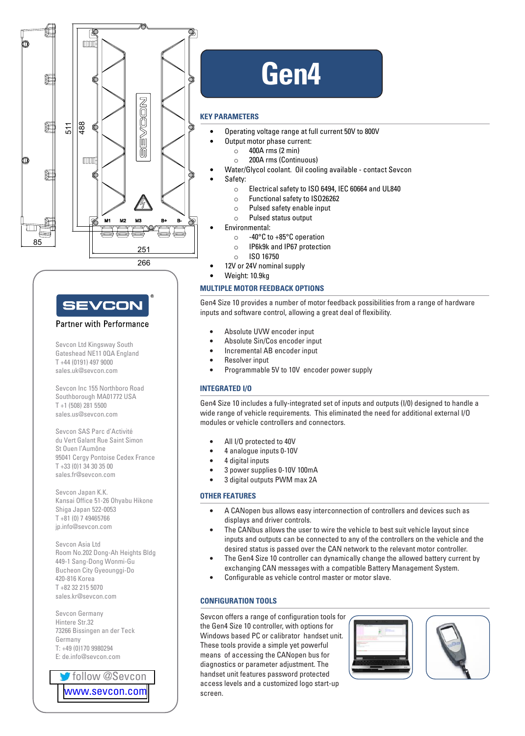85

511

488

M1 M2 M3 B+ B-

251

266

# Gen4

## KEY PARAMETERS

- Operating voltage range at full current 50V to 800V
- Output motor phase current:
  - 400A rms (2 min)
  - 200A rms (Continuous)
- Water/Glycol coolant. Oil cooling available - contact Sevcon
- Safety:
  - Electrical safety to ISO 6494, IEC 60664 and UL840
  - Functional safety to ISO26262
  - Pulsed safety enable input
  - Pulsed status output
- Environmental:
  - -40°C to +85°C operation
  - IP6k9k and IP67 protection
  - ISO 16750
- 12V or 24V nominal supply
- Weight: 10.9kg

## MULTIPLE MOTOR FEEDBACK OPTIONS

Gen4 Size 10 provides a number of motor feedback possibilities from a range of hardware inputs and software control, allowing a great deal of flexibility.

- Absolute UVW encoder input
- Absolute Sin/Cos encoder input
- Incremental AB encoder input
- Resolver input
- Programmable 5V to 10V encoder power supply

## INTEGRATED I/O

Gen4 Size 10 includes a fully-integrated set of inputs and outputs (I/O) designed to handle a wide range of vehicle requirements. This eliminated the need for additional external I/O modules or vehicle controllers and connectors.

- All I/O protected to 40V
- 4 analogue inputs 0-10V
- 4 digital inputs
- 3 power supplies 0-10V 100mA
- 3 digital outputs PWM max 2A

## OTHER FEATURES

- A CANopen bus allows easy interconnection of controllers and devices such as displays and driver controls.
- The CANbus allows the user to wire the vehicle to best suit vehicle layout since inputs and outputs can be connected to any of the controllers on the vehicle and the desired status is passed over the CAN network to the relevant motor controller.
- The Gen4 Size 10 controller can dynamically change the allowed battery current by exchanging CAN messages with a compatible Battery Management System.
- Configurable as vehicle control master or motor slave.

## CONFIGURATION TOOLS

Sevcon offers a range of configuration tools for the Gen4 Size 10 controller, with options for Windows based PC or calibrator handset unit. These tools provide a simple yet powerful means of accessing the CANopen bus for diagnostics or parameter adjustment. The handset unit features password protected access levels and a customized logo start-up screen.

---

**SEVCON**®

Partner with Performance

Sevcon Ltd Kingsway South
Gateshead NE11 0QA England
T +44 (0191) 497 9000
sales.uk@sevcon.com

Sevcon Inc 155 Northboro Road
Southborough MA01772 USA
T +1 (508) 281 5500
sales.us@sevcon.com

Sevcon SAS Parc d'Activité
du Vert Galant Rue Saint Simon
St Ouen l'Aumône
95041 Cergy Pontoise Cedex France
T +33 (0)1 34 30 35 00
sales.fr@sevcon.com

Sevcon Japan K.K.
Kansai Office 51-26 Ohyabu Hikone
Shiga Japan 522-0053
T +81 (0) 7 49465766
jp.info@sevcon.com

Sevcon Asia Ltd
Room No.202 Dong-Ah Heights Bldg
449-1 Sang-Dong Wonmi-Gu
Bucheon City Gyeounggi-Do
420-816 Korea
T +82 32 215 5070
sales.kr@sevcon.com

Sevcon Germany
Hintere Str.32
73266 Bissingen an der Teck
Germany
T: +49 (0)170 9980294
E: de.info@sevcon.com

follow @Sevcon

www.sevcon.com